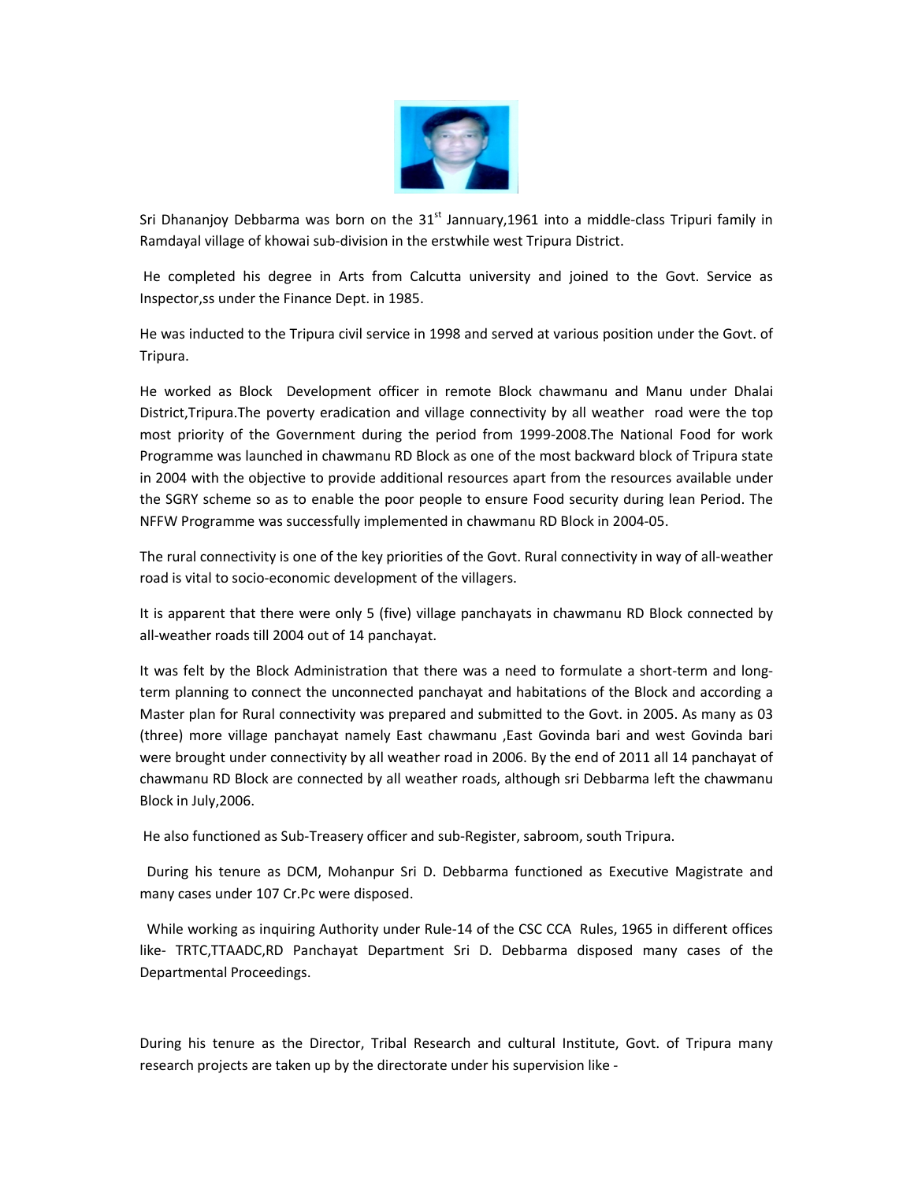Sri Dhananjoy Debbarma was born on the 31st Jannuary,1961 into a middle-class Tripuri family in Ramdayal village of khowai sub-division in the erstwhile west Tripura District.

He completed his degree in Arts from Calcutta university and joined to the Govt. Service as Inspector,ss under the Finance Dept. in 1985.

He was inducted to the Tripura civil service in 1998 and served at various position under the Govt. of Tripura.

He worked as Block Development officer in remote Block chawmanu and Manu under Dhalai District,Tripura.The poverty eradication and village connectivity by all weather road were the top most priority of the Government during the period from 1999-2008.The National Food for work Programme was launched in chawmanu RD Block as one of the most backward block of Tripura state in 2004 with the objective to provide additional resources apart from the resources available under the SGRY scheme so as to enable the poor people to ensure Food security during lean Period. The NFFW Programme was successfully implemented in chawmanu RD Block in 2004-05.

The rural connectivity is one of the key priorities of the Govt. Rural connectivity in way of all-weather road is vital to socio-economic development of the villagers.

It is apparent that there were only 5 (five) village panchayats in chawmanu RD Block connected by all-weather roads till 2004 out of 14 panchayat.

It was felt by the Block Administration that there was a need to formulate a short-term and long-term planning to connect the unconnected panchayat and habitations of the Block and according a Master plan for Rural connectivity was prepared and submitted to the Govt. in 2005. As many as 03 (three) more village panchayat namely East chawmanu ,East Govinda bari and west Govinda bari were brought under connectivity by all weather road in 2006. By the end of 2011 all 14 panchayat of chawmanu RD Block are connected by all weather roads, although sri Debbarma left the chawmanu Block in July,2006.

He also functioned as Sub-Treasery officer and sub-Register, sabroom, south Tripura.

During his tenure as DCM, Mohanpur Sri D. Debbarma functioned as Executive Magistrate and many cases under 107 Cr.Pc were disposed.

While working as inquiring Authority under Rule-14 of the CSC CCA Rules, 1965 in different offices like- TRTC,TTAADC,RD Panchayat Department Sri D. Debbarma disposed many cases of the Departmental Proceedings.

During his tenure as the Director, Tribal Research and cultural Institute, Govt. of Tripura many research projects are taken up by the directorate under his supervision like -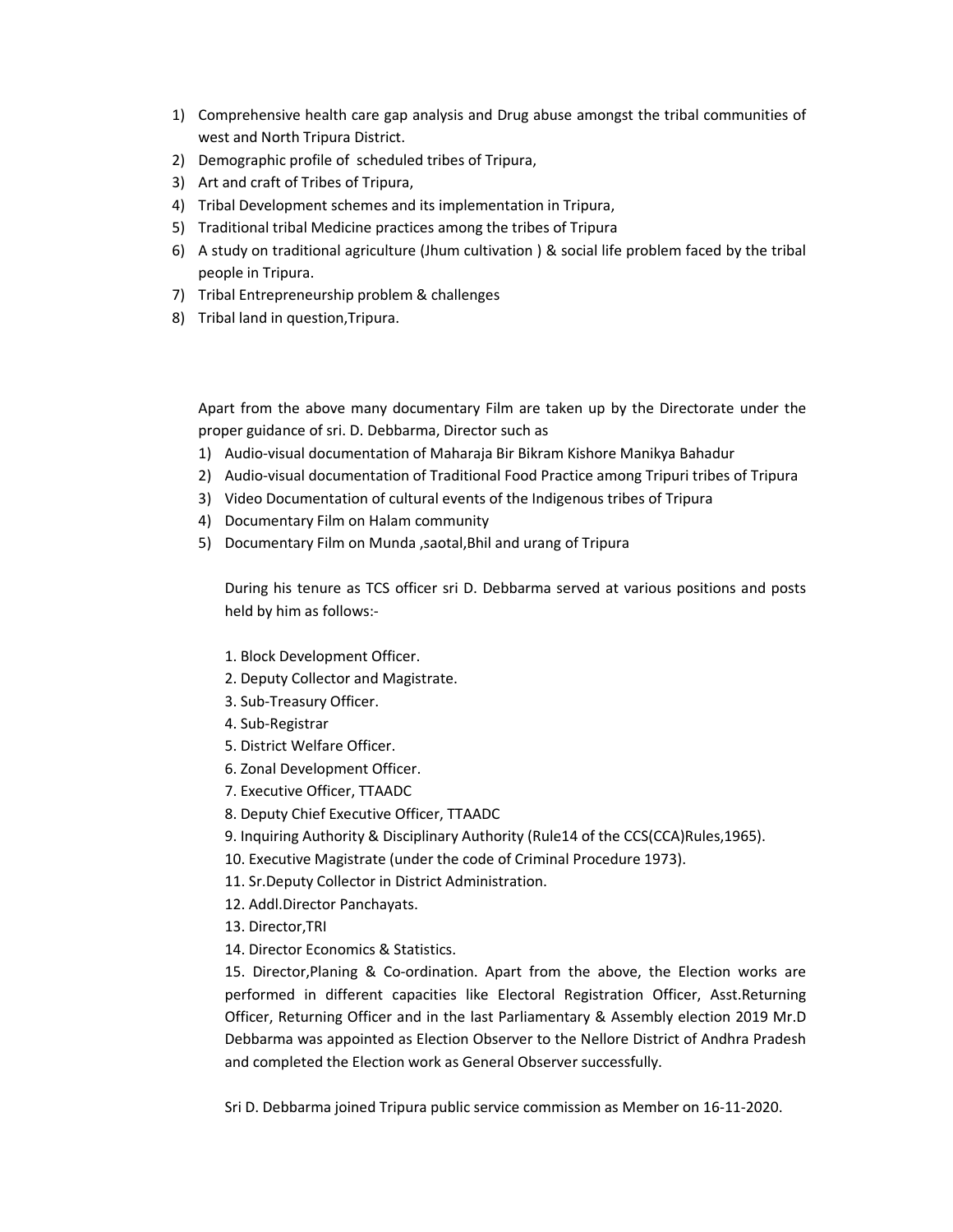1) Comprehensive health care gap analysis and Drug abuse amongst the tribal communities of west and North Tripura District.
2) Demographic profile of scheduled tribes of Tripura,
3) Art and craft of Tribes of Tripura,
4) Tribal Development schemes and its implementation in Tripura,
5) Traditional tribal Medicine practices among the tribes of Tripura
6) A study on traditional agriculture (Jhum cultivation ) & social life problem faced by the tribal people in Tripura.
7) Tribal Entrepreneurship problem & challenges
8) Tribal land in question,Tripura.

Apart from the above many documentary Film are taken up by the Directorate under the proper guidance of sri. D. Debbarma, Director such as

1) Audio-visual documentation of Maharaja Bir Bikram Kishore Manikya Bahadur
2) Audio-visual documentation of Traditional Food Practice among Tripuri tribes of Tripura
3) Video Documentation of cultural events of the Indigenous tribes of Tripura
4) Documentary Film on Halam community
5) Documentary Film on Munda ,saotal,Bhil and urang of Tripura

During his tenure as TCS officer sri D. Debbarma served at various positions and posts held by him as follows:-

1. Block Development Officer.
2. Deputy Collector and Magistrate.
3. Sub-Treasury Officer.
4. Sub-Registrar
5. District Welfare Officer.
6. Zonal Development Officer.
7. Executive Officer, TTAADC
8. Deputy Chief Executive Officer, TTAADC
9. Inquiring Authority & Disciplinary Authority (Rule14 of the CCS(CCA)Rules,1965).
10. Executive Magistrate (under the code of Criminal Procedure 1973).
11. Sr.Deputy Collector in District Administration.
12. Addl.Director Panchayats.
13. Director,TRI
14. Director Economics & Statistics.
15. Director,Planing & Co-ordination. Apart from the above, the Election works are performed in different capacities like Electoral Registration Officer, Asst.Returning Officer, Returning Officer and in the last Parliamentary & Assembly election 2019 Mr.D Debbarma was appointed as Election Observer to the Nellore District of Andhra Pradesh and completed the Election work as General Observer successfully.

Sri D. Debbarma joined Tripura public service commission as Member on 16-11-2020.